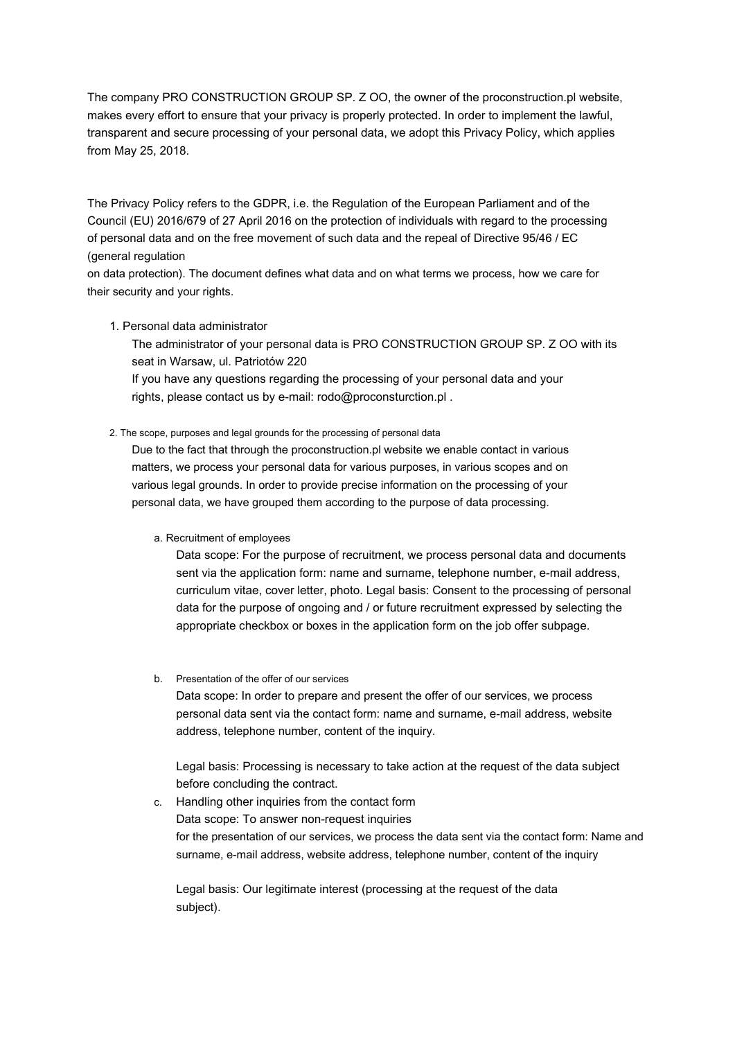The company PRO CONSTRUCTION GROUP SP. Z OO, the owner of the proconstruction.pl website, makes every effort to ensure that your privacy is properly protected. In order to implement the lawful, transparent and secure processing of your personal data, we adopt this Privacy Policy, which applies from May 25, 2018.

The Privacy Policy refers to the GDPR, i.e. the Regulation of the European Parliament and of the Council (EU) 2016/679 of 27 April 2016 on the protection of individuals with regard to the processing of personal data and on the free movement of such data and the repeal of Directive 95/46 / EC (general regulation
on data protection). The document defines what data and on what terms we process, how we care for their security and your rights.

1. Personal data administrator

   The administrator of your personal data is PRO CONSTRUCTION GROUP SP. Z OO with its seat in Warsaw, ul. Patriotów 220
   If you have any questions regarding the processing of your personal data and your rights, please contact us by e-mail: rodo@proconsturction.pl .

2. The scope, purposes and legal grounds for the processing of personal data

   Due to the fact that through the proconstruction.pl website we enable contact in various matters, we process your personal data for various purposes, in various scopes and on various legal grounds. In order to provide precise information on the processing of your personal data, we have grouped them according to the purpose of data processing.

   a. Recruitment of employees

      Data scope: For the purpose of recruitment, we process personal data and documents sent via the application form: name and surname, telephone number, e-mail address, curriculum vitae, cover letter, photo. Legal basis: Consent to the processing of personal data for the purpose of ongoing and / or future recruitment expressed by selecting the appropriate checkbox or boxes in the application form on the job offer subpage.

   b. Presentation of the offer of our services

      Data scope: In order to prepare and present the offer of our services, we process personal data sent via the contact form: name and surname, e-mail address, website address, telephone number, content of the inquiry.

      Legal basis: Processing is necessary to take action at the request of the data subject before concluding the contract.

   c. Handling other inquiries from the contact form

      Data scope: To answer non-request inquiries
      for the presentation of our services, we process the data sent via the contact form: Name and surname, e-mail address, website address, telephone number, content of the inquiry

      Legal basis: Our legitimate interest (processing at the request of the data subject).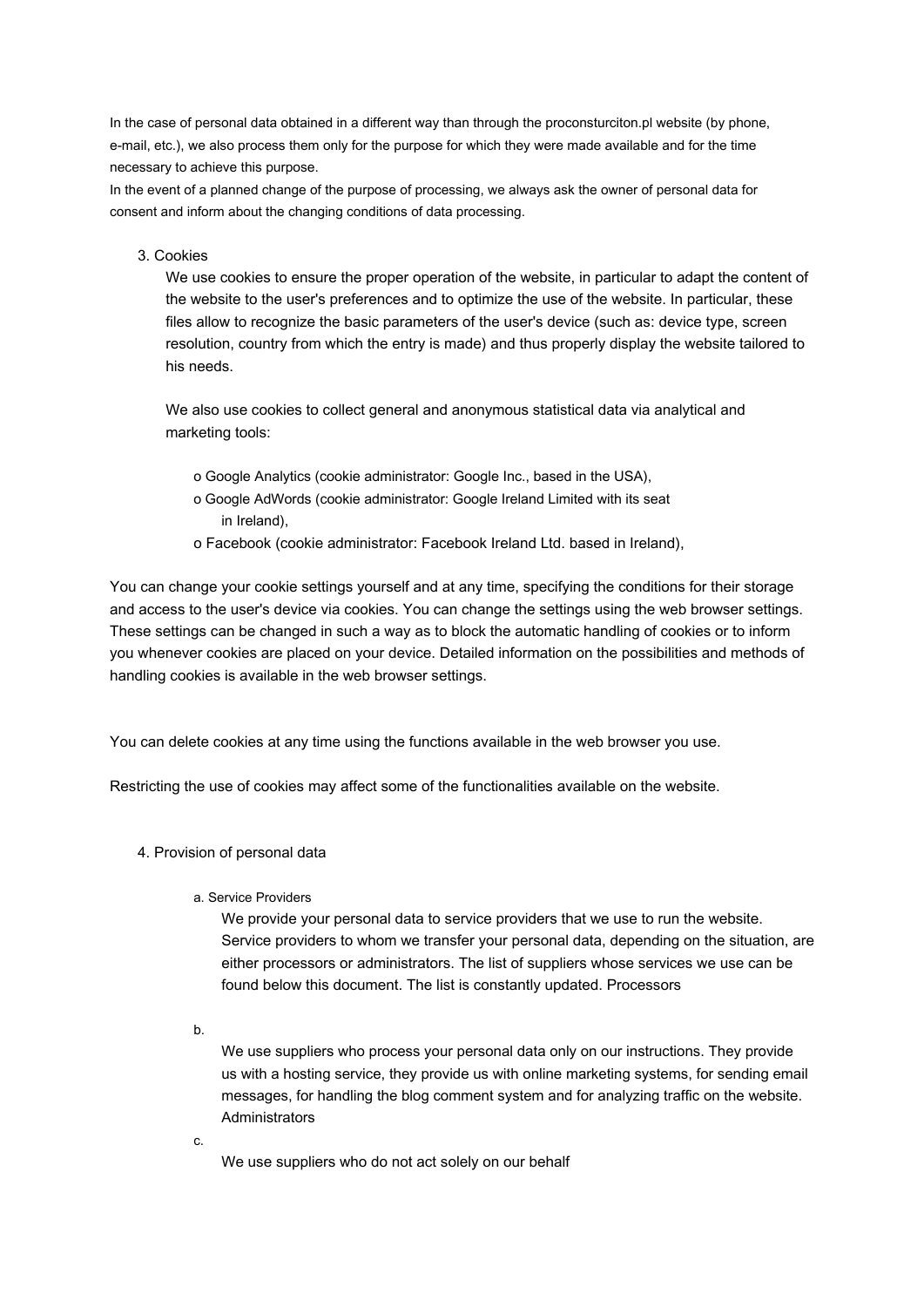In the case of personal data obtained in a different way than through the proconsturciton.pl website (by phone, e-mail, etc.), we also process them only for the purpose for which they were made available and for the time necessary to achieve this purpose.

In the event of a planned change of the purpose of processing, we always ask the owner of personal data for consent and inform about the changing conditions of data processing.

3. Cookies

   We use cookies to ensure the proper operation of the website, in particular to adapt the content of the website to the user's preferences and to optimize the use of the website. In particular, these files allow to recognize the basic parameters of the user's device (such as: device type, screen resolution, country from which the entry is made) and thus properly display the website tailored to his needs.

   We also use cookies to collect general and anonymous statistical data via analytical and marketing tools:

   - Google Analytics (cookie administrator: Google Inc., based in the USA),
   - Google AdWords (cookie administrator: Google Ireland Limited with its seat in Ireland),
   - Facebook (cookie administrator: Facebook Ireland Ltd. based in Ireland),

You can change your cookie settings yourself and at any time, specifying the conditions for their storage and access to the user's device via cookies. You can change the settings using the web browser settings. These settings can be changed in such a way as to block the automatic handling of cookies or to inform you whenever cookies are placed on your device. Detailed information on the possibilities and methods of handling cookies is available in the web browser settings.

You can delete cookies at any time using the functions available in the web browser you use.

Restricting the use of cookies may affect some of the functionalities available on the website.

4. Provision of personal data

   a. Service Providers

      We provide your personal data to service providers that we use to run the website. Service providers to whom we transfer your personal data, depending on the situation, are either processors or administrators. The list of suppliers whose services we use can be found below this document. The list is constantly updated. Processors

   b.

      We use suppliers who process your personal data only on our instructions. They provide us with a hosting service, they provide us with online marketing systems, for sending email messages, for handling the blog comment system and for analyzing traffic on the website. Administrators

   c.

      We use suppliers who do not act solely on our behalf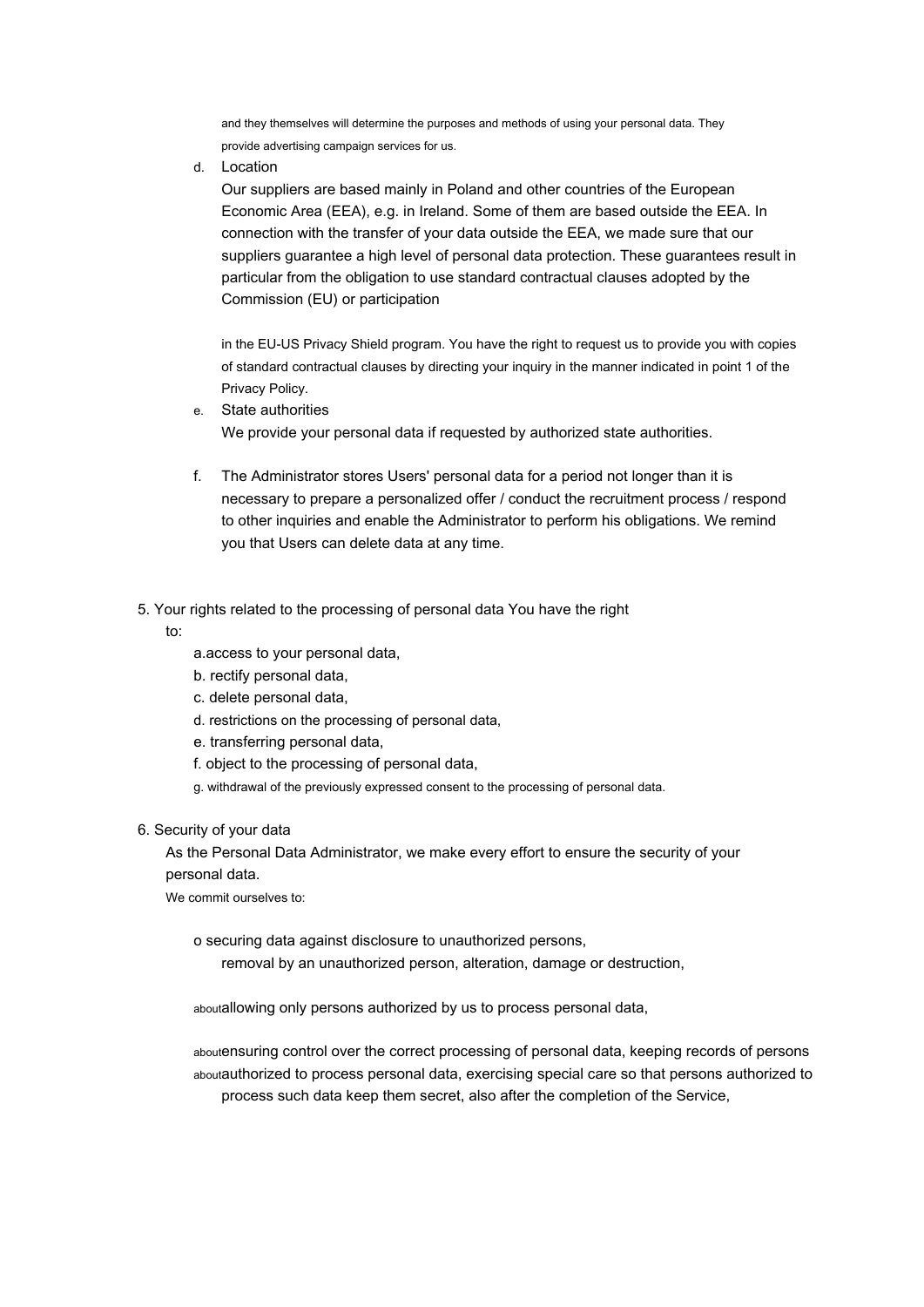and they themselves will determine the purposes and methods of using your personal data. They provide advertising campaign services for us.

d. Location

Our suppliers are based mainly in Poland and other countries of the European Economic Area (EEA), e.g. in Ireland. Some of them are based outside the EEA. In connection with the transfer of your data outside the EEA, we made sure that our suppliers guarantee a high level of personal data protection. These guarantees result in particular from the obligation to use standard contractual clauses adopted by the Commission (EU) or participation

in the EU-US Privacy Shield program. You have the right to request us to provide you with copies of standard contractual clauses by directing your inquiry in the manner indicated in point 1 of the Privacy Policy.

e. State authorities

We provide your personal data if requested by authorized state authorities.

f. The Administrator stores Users' personal data for a period not longer than it is necessary to prepare a personalized offer / conduct the recruitment process / respond to other inquiries and enable the Administrator to perform his obligations. We remind you that Users can delete data at any time.

5. Your rights related to the processing of personal data You have the right to:

a.access to your personal data,

b. rectify personal data,

c. delete personal data,

d. restrictions on the processing of personal data,

e. transferring personal data,

f. object to the processing of personal data,

g. withdrawal of the previously expressed consent to the processing of personal data.

6. Security of your data

As the Personal Data Administrator, we make every effort to ensure the security of your personal data.

We commit ourselves to:

o securing data against disclosure to unauthorized persons, removal by an unauthorized person, alteration, damage or destruction,

aboutallowing only persons authorized by us to process personal data,

aboutensuring control over the correct processing of personal data, keeping records of persons

aboutauthorized to process personal data, exercising special care so that persons authorized to process such data keep them secret, also after the completion of the Service,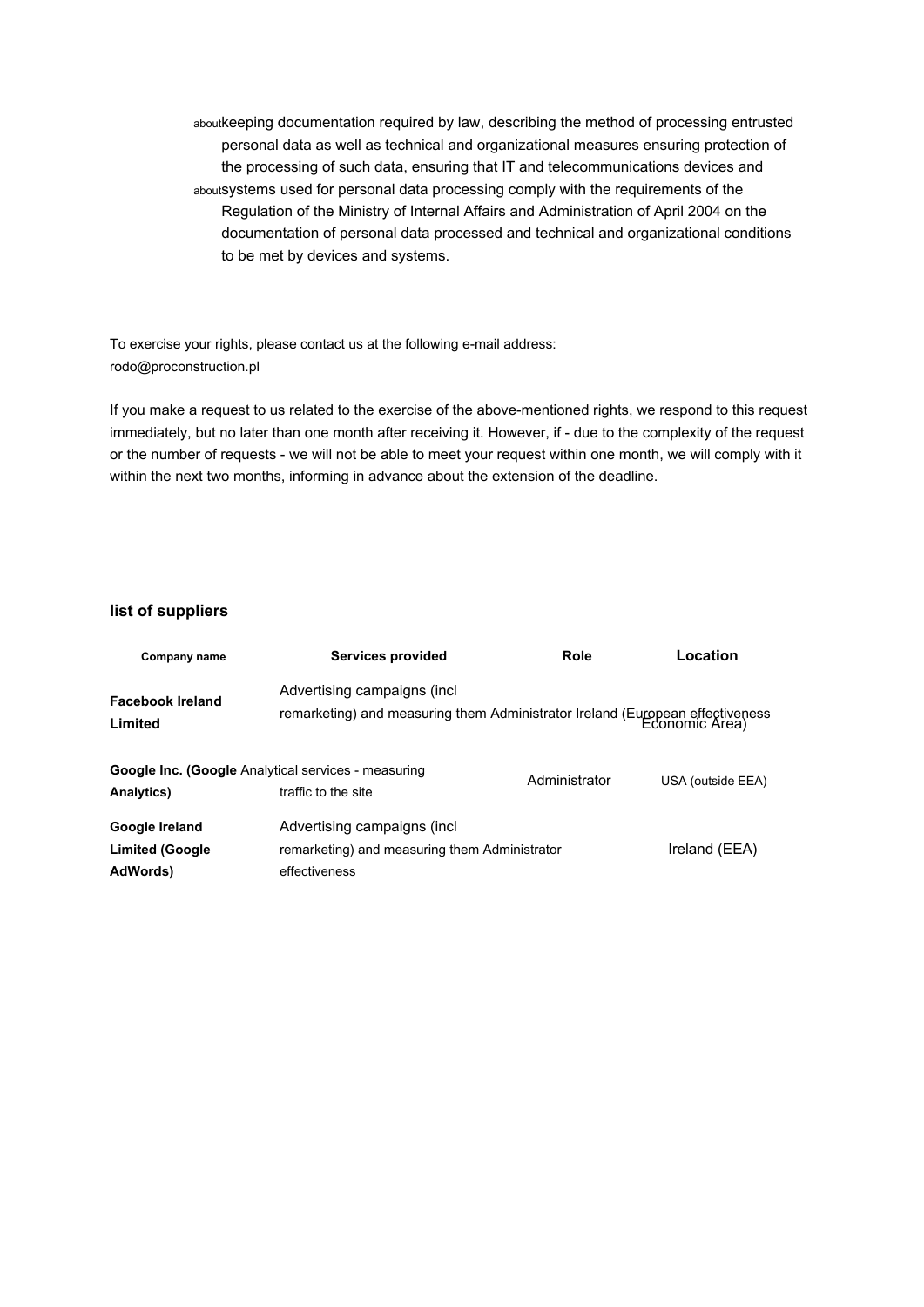- keeping documentation required by law, describing the method of processing entrusted personal data as well as technical and organizational measures ensuring protection of the processing of such data, ensuring that IT and telecommunications devices and
- systems used for personal data processing comply with the requirements of the Regulation of the Ministry of Internal Affairs and Administration of April 2004 on the documentation of personal data processed and technical and organizational conditions to be met by devices and systems.

To exercise your rights, please contact us at the following e-mail address:
rodo@proconstruction.pl

If you make a request to us related to the exercise of the above-mentioned rights, we respond to this request immediately, but no later than one month after receiving it. However, if - due to the complexity of the request or the number of requests - we will not be able to meet your request within one month, we will comply with it within the next two months, informing in advance about the extension of the deadline.

### list of suppliers

| Company name | Services provided | Role | Location |
|---|---|---|---|
| **Facebook Ireland Limited** | Advertising campaigns (incl remarketing) and measuring them effectiveness | Administrator | Ireland (European Economic Area) |
| **Google Inc. (Google Analytics)** | Analytical services - measuring traffic to the site | Administrator | USA (outside EEA) |
| **Google Ireland Limited (Google AdWords)** | Advertising campaigns (incl remarketing) and measuring them effectiveness | Administrator | Ireland (EEA) |